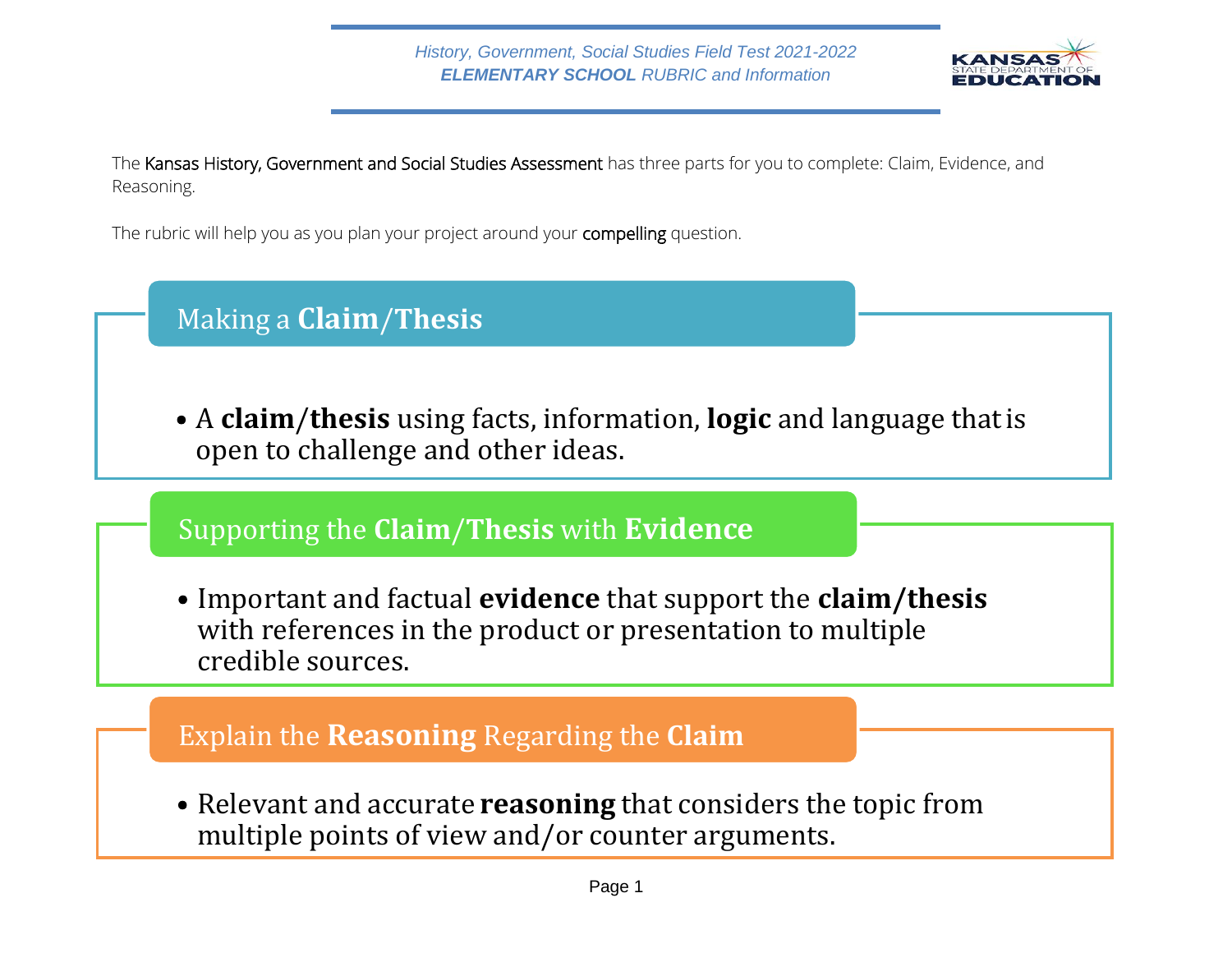*History, Government, Social Studies Field Test 2021-2022*
***ELEMENTARY SCHOOL** RUBRIC and Information*

The Kansas History, Government and Social Studies Assessment has three parts for you to complete: Claim, Evidence, and Reasoning.

The rubric will help you as you plan your project around your compelling question.

## Making a **Claim/Thesis**

- A **claim/thesis** using facts, information, **logic** and language that is open to challenge and other ideas.

## Supporting the **Claim/Thesis** with **Evidence**

- Important and factual **evidence** that support the **claim/thesis** with references in the product or presentation to multiple credible sources.

## Explain the **Reasoning** Regarding the **Claim**

- Relevant and accurate **reasoning** that considers the topic from multiple points of view and/or counter arguments.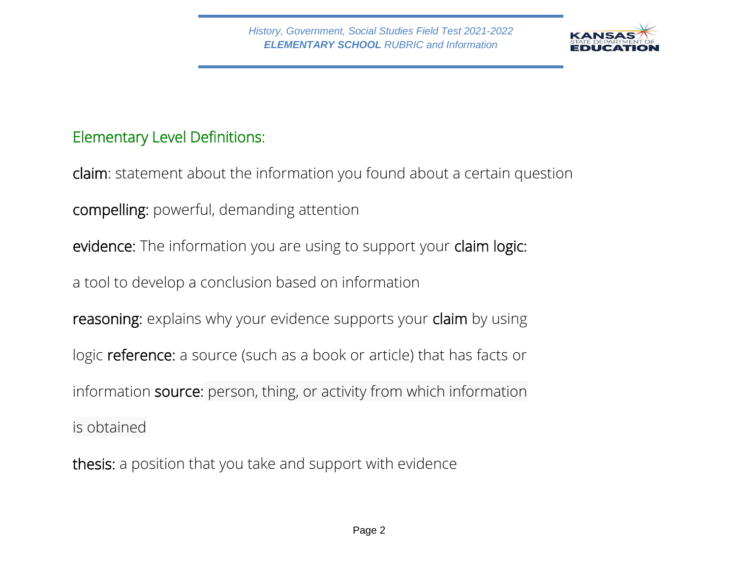## Elementary Level Definitions:

**claim**: statement about the information you found about a certain question

**compelling:** powerful, demanding attention

**evidence:** The information you are using to support your **claim** **logic:** a tool to develop a conclusion based on information

**reasoning:** explains why your evidence supports your **claim** by using logic **reference:** a source (such as a book or article) that has facts or information **source:** person, thing, or activity from which information is obtained

**thesis:** a position that you take and support with evidence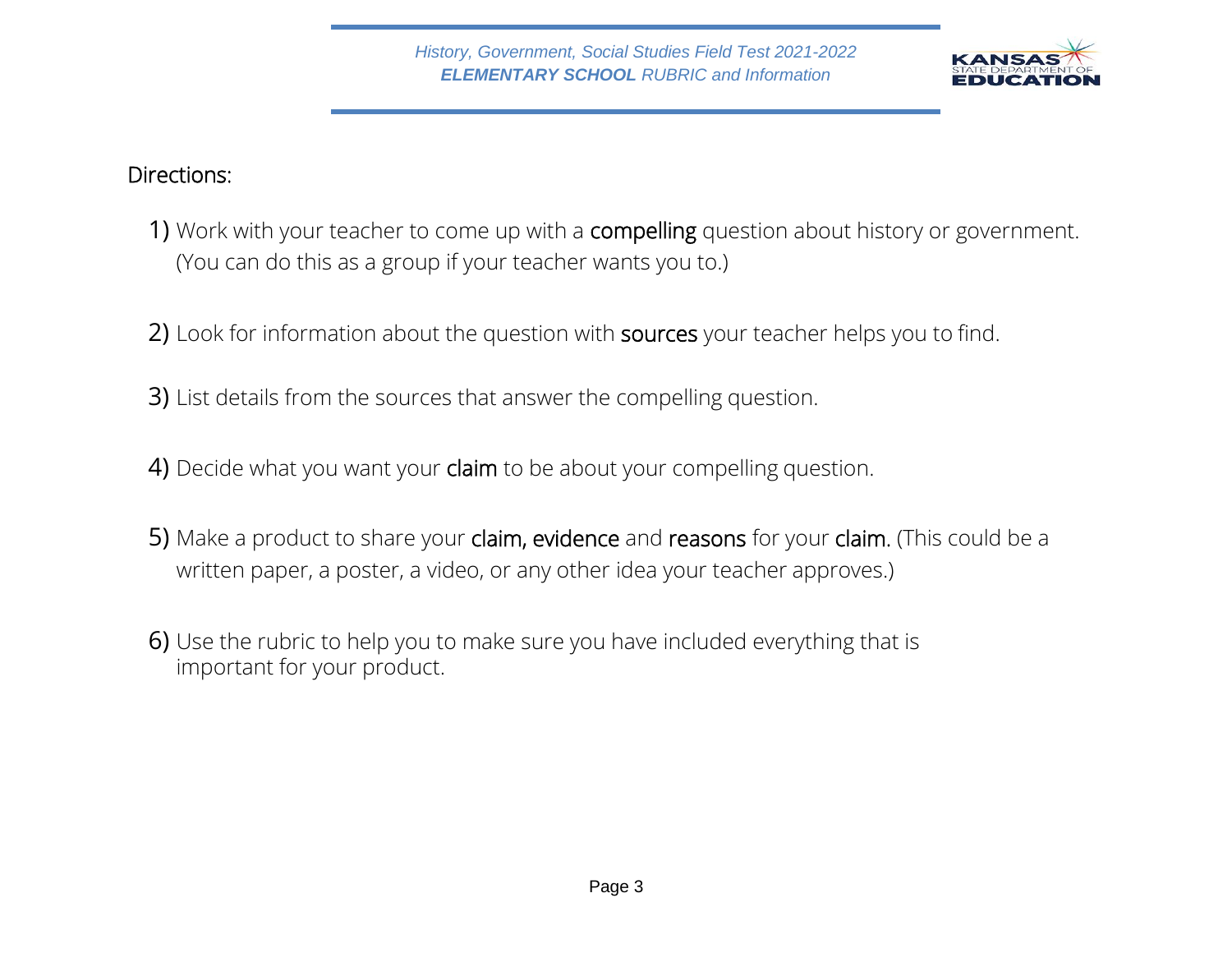Directions:

1) Work with your teacher to come up with a **compelling** question about history or government. (You can do this as a group if your teacher wants you to.)

2) Look for information about the question with **sources** your teacher helps you to find.

3) List details from the sources that answer the compelling question.

4) Decide what you want your **claim** to be about your compelling question.

5) Make a product to share your **claim, evidence** and **reasons** for your **claim.** (This could be a written paper, a poster, a video, or any other idea your teacher approves.)

6) Use the rubric to help you to make sure you have included everything that is important for your product.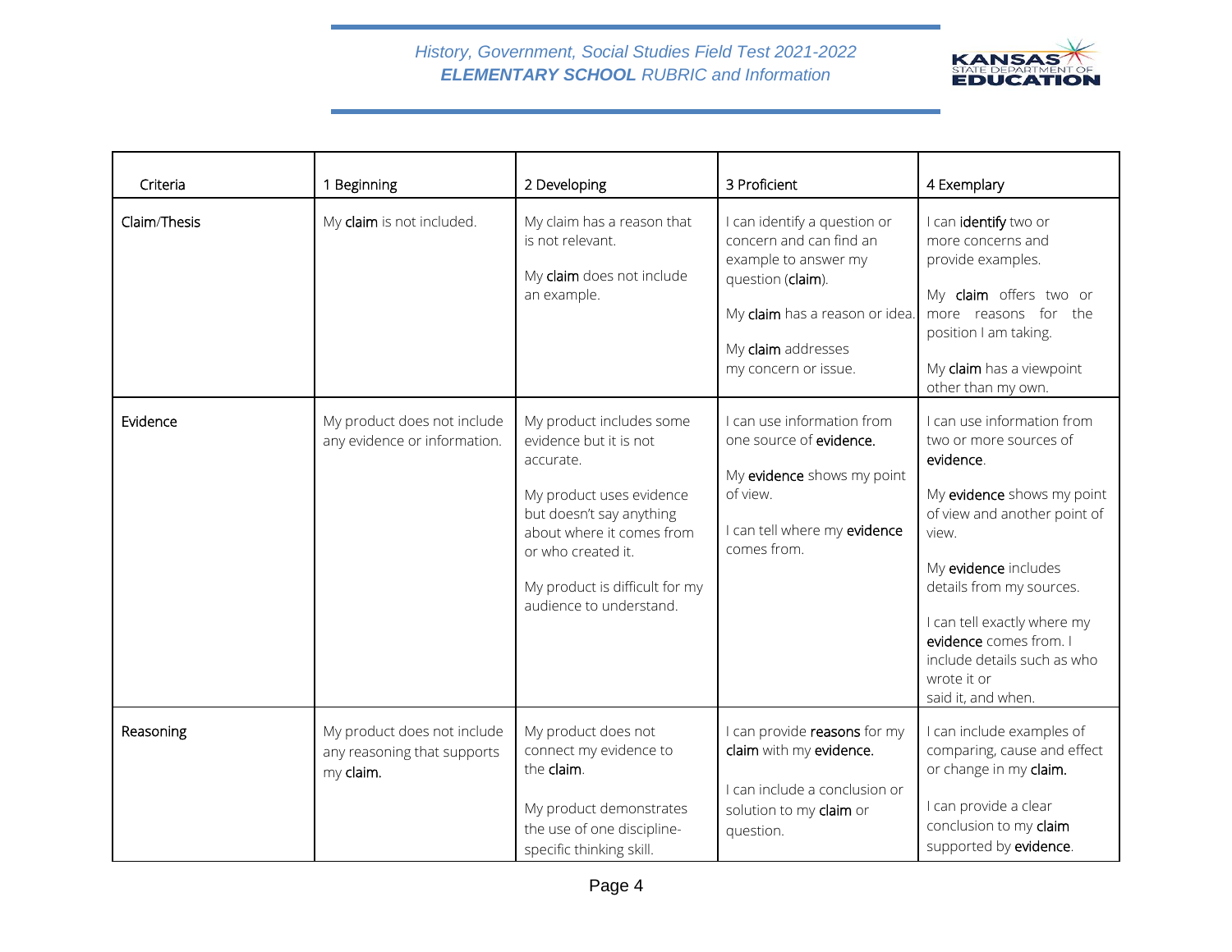| Criteria | 1 Beginning | 2 Developing | 3 Proficient | 4 Exemplary |
|---|---|---|---|---|
| Claim/Thesis | My **claim** is not included. | My claim has a reason that is not relevant.<br><br>My **claim** does not include an example. | I can identify a question or concern and can find an example to answer my question (**claim**).<br><br>My **claim** has a reason or idea.<br><br>My **claim** addresses my concern or issue. | I can **identify** two or more concerns and provide examples.<br><br>My **claim** offers two or more reasons for the position I am taking.<br><br>My **claim** has a viewpoint other than my own. |
| Evidence | My product does not include any evidence or information. | My product includes some evidence but it is not accurate.<br><br>My product uses evidence but doesn't say anything about where it comes from or who created it.<br><br>My product is difficult for my audience to understand. | I can use information from one source of **evidence.**<br><br>My **evidence** shows my point of view.<br><br>I can tell where my **evidence** comes from. | I can use information from two or more sources of **evidence**.<br><br>My **evidence** shows my point of view and another point of view.<br><br>My **evidence** includes details from my sources.<br><br>I can tell exactly where my **evidence** comes from. I include details such as who wrote it or said it, and when. |
| Reasoning | My product does not include any reasoning that supports my **claim.** | My product does not connect my evidence to the **claim**.<br><br>My product demonstrates the use of one discipline-specific thinking skill. | I can provide **reasons** for my **claim** with my **evidence.**<br><br>I can include a conclusion or solution to my **claim** or question. | I can include examples of comparing, cause and effect or change in my **claim.**<br><br>I can provide a clear conclusion to my **claim** supported by **evidence**. |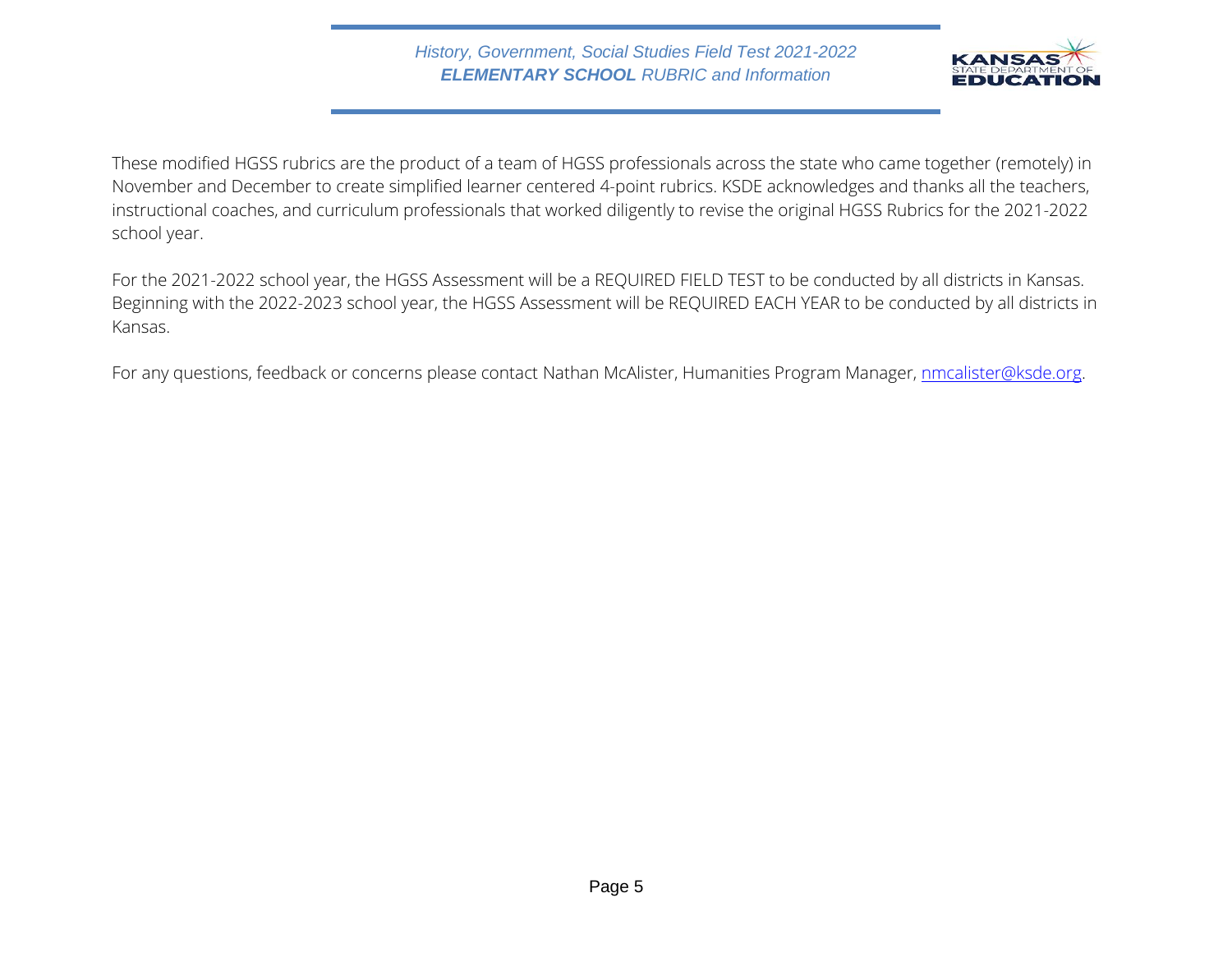These modified HGSS rubrics are the product of a team of HGSS professionals across the state who came together (remotely) in November and December to create simplified learner centered 4-point rubrics. KSDE acknowledges and thanks all the teachers, instructional coaches, and curriculum professionals that worked diligently to revise the original HGSS Rubrics for the 2021-2022 school year.

For the 2021-2022 school year, the HGSS Assessment will be a REQUIRED FIELD TEST to be conducted by all districts in Kansas. Beginning with the 2022-2023 school year, the HGSS Assessment will be REQUIRED EACH YEAR to be conducted by all districts in Kansas.

For any questions, feedback or concerns please contact Nathan McAlister, Humanities Program Manager, [nmcalister@ksde.org](mailto:nmcalister@ksde.org).